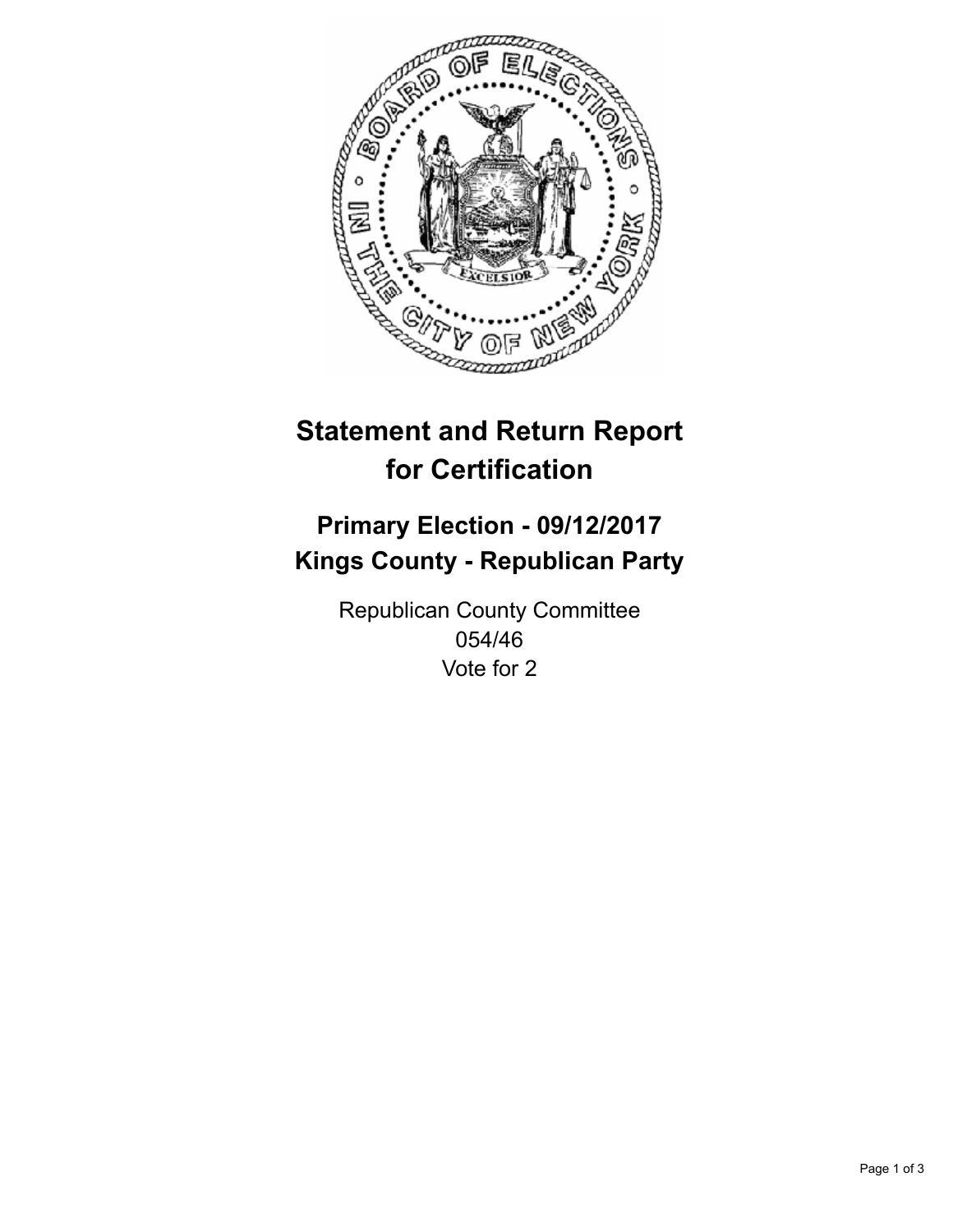# Statement and Return Report for Certification

## Primary Election - 09/12/2017
## Kings County - Republican Party

Republican County Committee
054/46
Vote for 2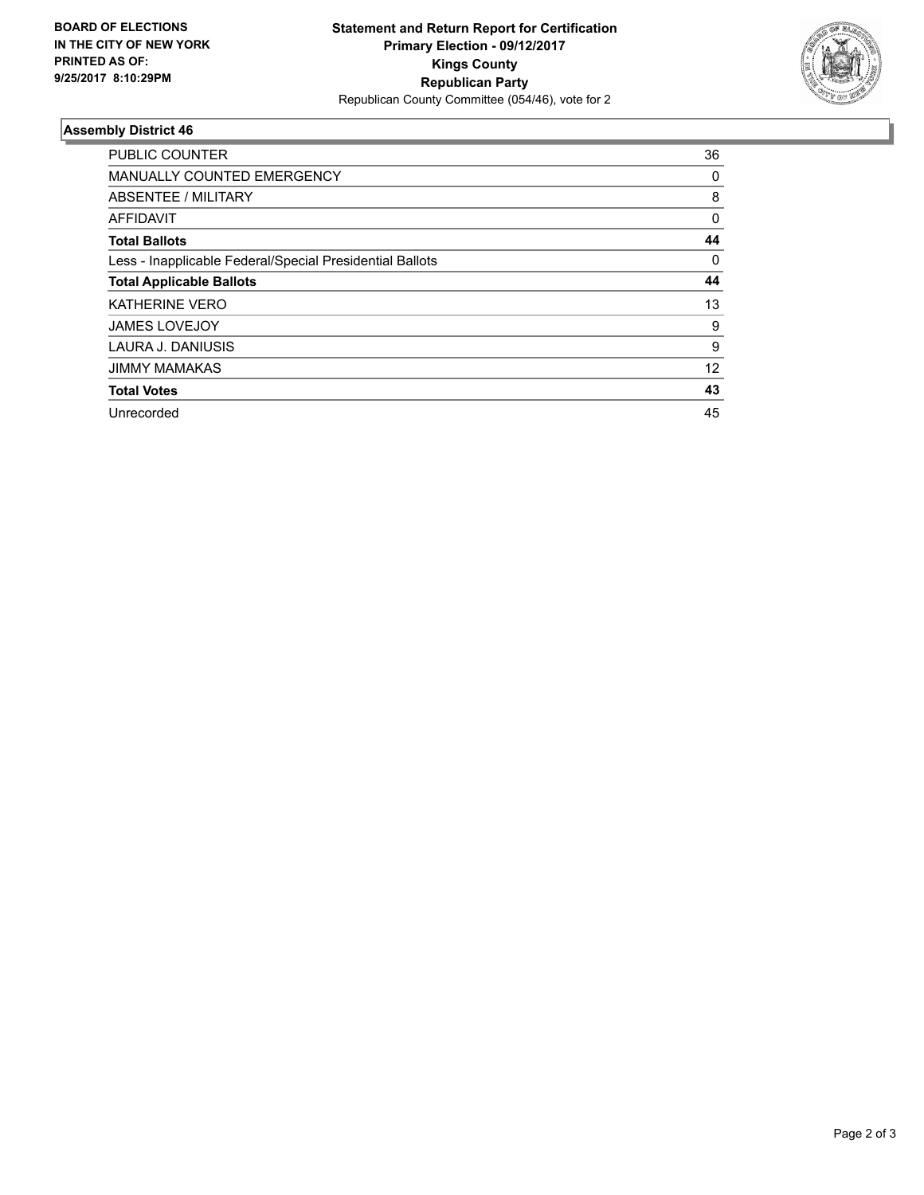**BOARD OF ELECTIONS IN THE CITY OF NEW YORK PRINTED AS OF: 9/25/2017 8:10:29PM**

**Statement and Return Report for Certification**
**Primary Election - 09/12/2017**
**Kings County**
**Republican Party**
Republican County Committee (054/46), vote for 2

## Assembly District 46

| | |
|---|---|
| PUBLIC COUNTER | 36 |
| MANUALLY COUNTED EMERGENCY | 0 |
| ABSENTEE / MILITARY | 8 |
| AFFIDAVIT | 0 |
| **Total Ballots** | **44** |
| Less - Inapplicable Federal/Special Presidential Ballots | 0 |
| **Total Applicable Ballots** | **44** |
| KATHERINE VERO | 13 |
| JAMES LOVEJOY | 9 |
| LAURA J. DANIUSIS | 9 |
| JIMMY MAMAKAS | 12 |
| **Total Votes** | **43** |
| Unrecorded | 45 |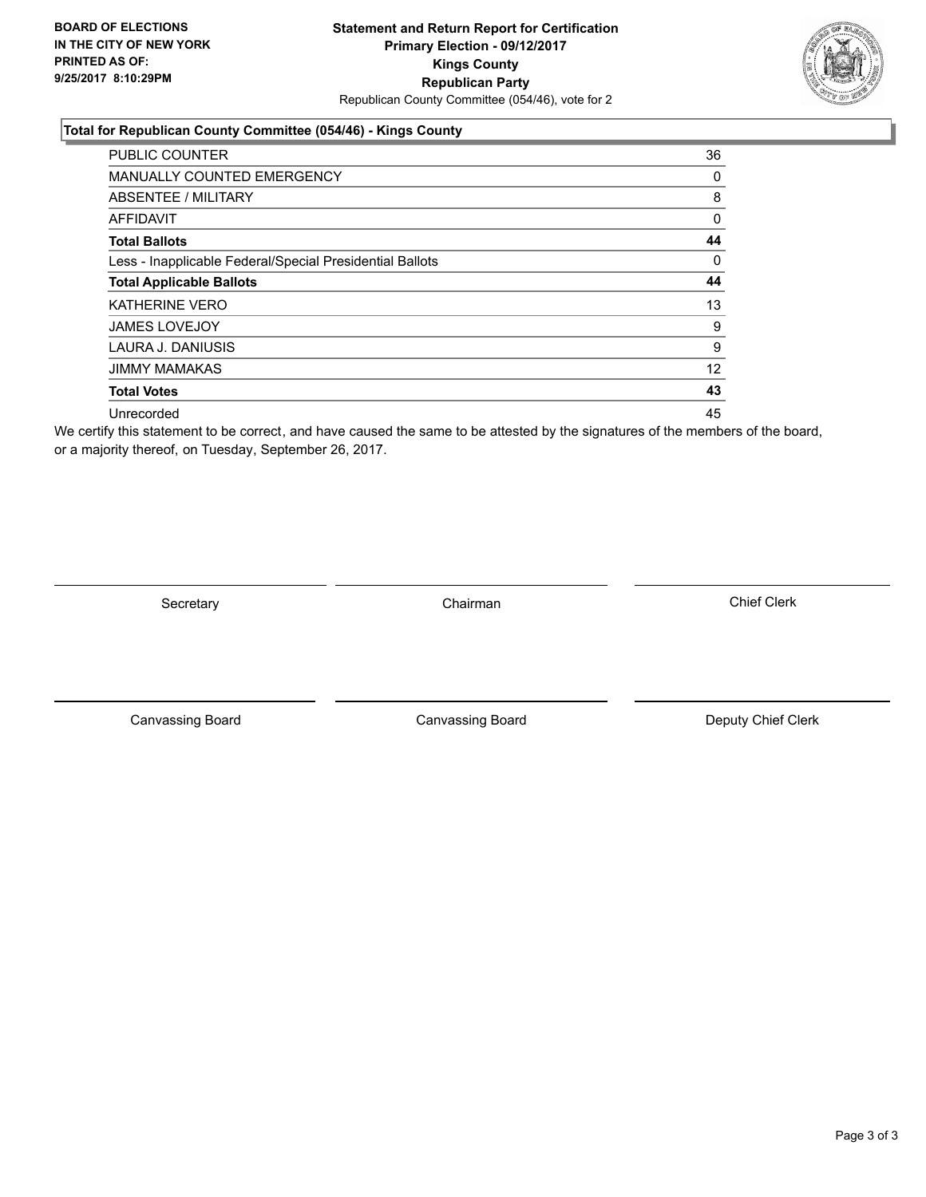**BOARD OF ELECTIONS IN THE CITY OF NEW YORK PRINTED AS OF: 9/25/2017 8:10:29PM**

**Statement and Return Report for Certification**
**Primary Election - 09/12/2017**
**Kings County**
**Republican Party**
Republican County Committee (054/46), vote for 2

**Total for Republican County Committee (054/46) - Kings County**

| | |
|---|---|
| PUBLIC COUNTER | 36 |
| MANUALLY COUNTED EMERGENCY | 0 |
| ABSENTEE / MILITARY | 8 |
| AFFIDAVIT | 0 |
| **Total Ballots** | **44** |
| Less - Inapplicable Federal/Special Presidential Ballots | 0 |
| **Total Applicable Ballots** | **44** |
| KATHERINE VERO | 13 |
| JAMES LOVEJOY | 9 |
| LAURA J. DANIUSIS | 9 |
| JIMMY MAMAKAS | 12 |
| **Total Votes** | **43** |
| Unrecorded | 45 |

We certify this statement to be correct, and have caused the same to be attested by the signatures of the members of the board, or a majority thereof, on Tuesday, September 26, 2017.

Secretary

Chairman

Chief Clerk

Canvassing Board

Canvassing Board

Deputy Chief Clerk